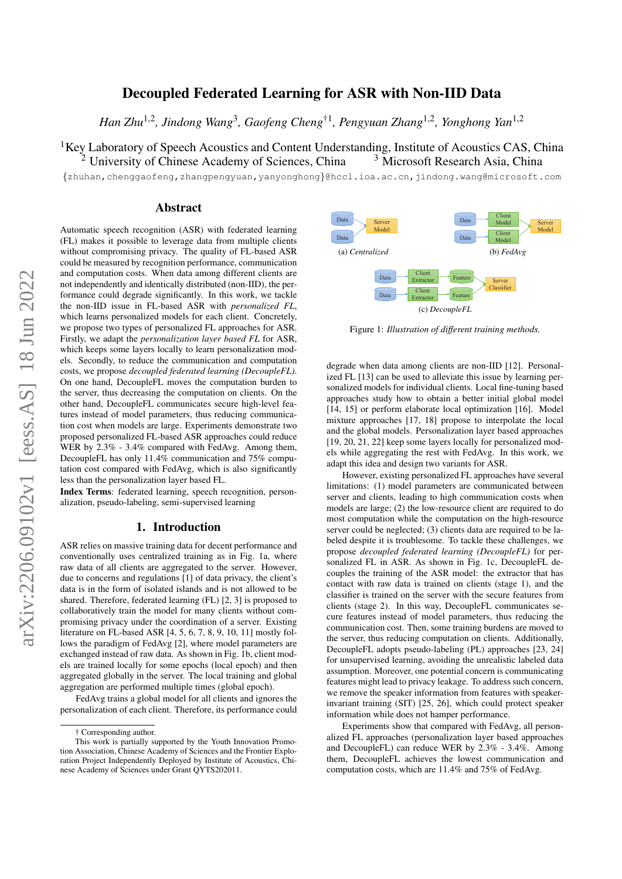# Decoupled Federated Learning for ASR with Non-IID Data

*Han Zhu*[1,2], *Jindong Wang*[3], *Gaofeng Cheng*[†1], *Pengyuan Zhang*[1,2], *Yonghong Yan*[1,2]

[1]Key Laboratory of Speech Acoustics and Content Understanding, Institute of Acoustics CAS, China
[2] University of Chinese Academy of Sciences, China [3] Microsoft Research Asia, China

{zhuhan,chenggaofeng,zhangpengyuan,yanyonghong}@hccl.ioa.ac.cn, jindong.wang@microsoft.com

## Abstract

Automatic speech recognition (ASR) with federated learning (FL) makes it possible to leverage data from multiple clients without compromising privacy. The quality of FL-based ASR could be measured by recognition performance, communication and computation costs. When data among different clients are not independently and identically distributed (non-IID), the performance could degrade significantly. In this work, we tackle the non-IID issue in FL-based ASR with *personalized FL*, which learns personalized models for each client. Concretely, we propose two types of personalized FL approaches for ASR. Firstly, we adapt the *personalization layer based FL* for ASR, which keeps some layers locally to learn personalization models. Secondly, to reduce the communication and computation costs, we propose *decoupled federated learning (DecoupleFL)*. On one hand, DecoupleFL moves the computation burden to the server, thus decreasing the computation on clients. On the other hand, DecoupleFL communicates secure high-level features instead of model parameters, thus reducing communication cost when models are large. Experiments demonstrate two proposed personalized FL-based ASR approaches could reduce WER by 2.3% - 3.4% compared with FedAvg. Among them, DecoupleFL has only 11.4% communication and 75% computation cost compared with FedAvg, which is also significantly less than the personalization layer based FL.

**Index Terms**: federated learning, speech recognition, personalization, pseudo-labeling, semi-supervised learning

## 1. Introduction

ASR relies on massive training data for decent performance and conventionally uses centralized training as in Fig. 1a, where raw data of all clients are aggregated to the server. However, due to concerns and regulations [1] of data privacy, the client's data is in the form of isolated islands and is not allowed to be shared. Therefore, federated learning (FL) [2, 3] is proposed to collaboratively train the model for many clients without compromising privacy under the coordination of a server. Existing literature on FL-based ASR [4, 5, 6, 7, 8, 9, 10, 11] mostly follows the paradigm of FedAvg [2], where model parameters are exchanged instead of raw data. As shown in Fig. 1b, client models are trained locally for some epochs (local epoch) and then aggregated globally in the server. The local training and global aggregation are performed multiple times (global epoch).

FedAvg trains a global model for all clients and ignores the personalization of each client. Therefore, its performance could degrade when data among clients are non-IID [12]. Personalized FL [13] can be used to alleviate this issue by learning personalized models for individual clients. Local fine-tuning based approaches study how to obtain a better initial global model [14, 15] or perform elaborate local optimization [16]. Model mixture approaches [17, 18] propose to interpolate the local and the global models. Personalization layer based approaches [19, 20, 21, 22] keep some layers locally for personalized models while aggregating the rest with FedAvg. In this work, we adapt this idea and design two variants for ASR.

Figure 1: *Illustration of different training methods.*

However, existing personalized FL approaches have several limitations: (1) model parameters are communicated between server and clients, leading to high communication costs when models are large; (2) the low-resource client are required to do most computation while the computation on the high-resource server could be neglected; (3) clients data are required to be labeled despite it is troublesome. To tackle these challenges, we propose *decoupled federated learning (DecoupleFL)* for personalized FL in ASR. As shown in Fig. 1c, DecoupleFL decouples the training of the ASR model: the extractor that has contact with raw data is trained on clients (stage 1), and the classifier is trained on the server with the secure features from clients (stage 2). In this way, DecoupleFL communicates secure features instead of model parameters, thus reducing the communication cost. Then, some training burdens are moved to the server, thus reducing computation on clients. Additionally, DecoupleFL adopts pseudo-labeling (PL) approaches [23, 24] for unsupervised learning, avoiding the unrealistic labeled data assumption. Moreover, one potential concern is communicating features might lead to privacy leakage. To address such concern, we remove the speaker information from features with speaker-invariant training (SIT) [25, 26], which could protect speaker information while does not hamper performance.

Experiments show that compared with FedAvg, all personalized FL approaches (personalization layer based approaches and DecoupleFL) can reduce WER by 2.3% - 3.4%. Among them, DecoupleFL achieves the lowest communication and computation costs, which are 11.4% and 75% of FedAvg.

† Corresponding author.
This work is partially supported by the Youth Innovation Promotion Association, Chinese Academy of Sciences and the Frontier Exploration Project Independently Deployed by Institute of Acoustics, Chinese Academy of Sciences under Grant QYTS202011.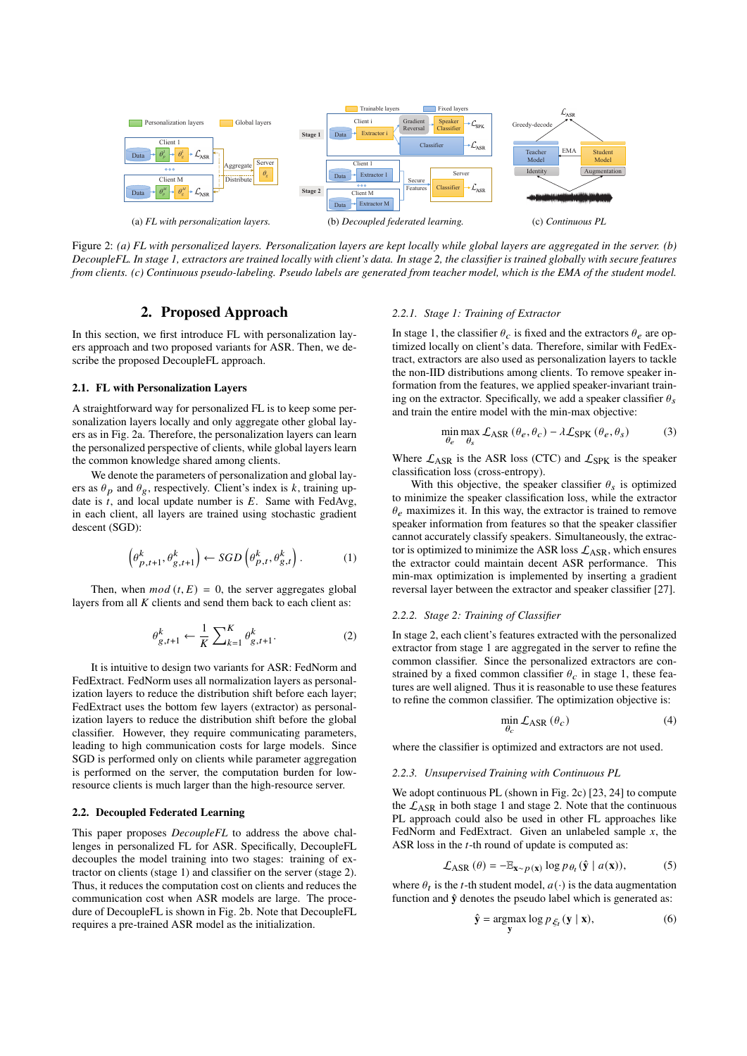(a) *FL with personalization layers.*

(b) *Decoupled federated learning.*

(c) *Continuous PL*

Figure 2: *(a) FL with personalized layers. Personalization layers are kept locally while global layers are aggregated in the server. (b) DecoupleFL. In stage 1, extractors are trained locally with client's data. In stage 2, the classifier is trained globally with secure features from clients. (c) Continuous pseudo-labeling. Pseudo labels are generated from teacher model, which is the EMA of the student model.*

## 2. Proposed Approach

In this section, we first introduce FL with personalization layers approach and two proposed variants for ASR. Then, we describe the proposed DecoupleFL approach.

### 2.1. FL with Personalization Layers

A straightforward way for personalized FL is to keep some personalization layers locally and only aggregate other global layers as in Fig. 2a. Therefore, the personalization layers can learn the personalized perspective of clients, while global layers learn the common knowledge shared among clients.

We denote the parameters of personalization and global layers as $\theta_p$ and $\theta_g$, respectively. Client's index is $k$, training update is $t$, and local update number is $E$. Same with FedAvg, in each client, all layers are trained using stochastic gradient descent (SGD):

$$\left(\theta^k_{p,t+1}, \theta^k_{g,t+1}\right) \leftarrow SGD\left(\theta^k_{p,t}, \theta^k_{g,t}\right). \tag{1}$$

Then, when $mod\,(t, E) = 0$, the server aggregates global layers from all $K$ clients and send them back to each client as:

$$\theta^k_{g,t+1} \leftarrow \frac{1}{K}\sum_{k=1}^{K} \theta^k_{g,t+1}. \tag{2}$$

It is intuitive to design two variants for ASR: FedNorm and FedExtract. FedNorm uses all normalization layers as personalization layers to reduce the distribution shift before each layer; FedExtract uses the bottom few layers (extractor) as personalization layers to reduce the distribution shift before the global classifier. However, they require communicating parameters, leading to high communication costs for large models. Since SGD is performed only on clients while parameter aggregation is performed on the server, the computation burden for low-resource clients is much larger than the high-resource server.

### 2.2. Decoupled Federated Learning

This paper proposes *DecoupleFL* to address the above challenges in personalized FL for ASR. Specifically, DecoupleFL decouples the model training into two stages: training of extractor on clients (stage 1) and classifier on the server (stage 2). Thus, it reduces the computation cost on clients and reduces the communication cost when ASR models are large. The procedure of DecoupleFL is shown in Fig. 2b. Note that DecoupleFL requires a pre-trained ASR model as the initialization.

#### 2.2.1. Stage 1: Training of Extractor

In stage 1, the classifier $\theta_c$ is fixed and the extractors $\theta_e$ are optimized locally on client's data. Therefore, similar with FedExtract, extractors are also used as personalization layers to tackle the non-IID distributions among clients. To remove speaker information from the features, we applied speaker-invariant training on the extractor. Specifically, we add a speaker classifier $\theta_s$ and train the entire model with the min-max objective:

$$\min_{\theta_e}\max_{\theta_s} \mathcal{L}_{\text{ASR}}\left(\theta_e, \theta_c\right) - \lambda \mathcal{L}_{\text{SPK}}\left(\theta_e, \theta_s\right) \tag{3}$$

Where $\mathcal{L}_{\text{ASR}}$ is the ASR loss (CTC) and $\mathcal{L}_{\text{SPK}}$ is the speaker classification loss (cross-entropy).

With this objective, the speaker classifier $\theta_s$ is optimized to minimize the speaker classification loss, while the extractor $\theta_e$ maximizes it. In this way, the extractor is trained to remove speaker information from features so that the speaker classifier cannot accurately classify speakers. Simultaneously, the extractor is optimized to minimize the ASR loss $\mathcal{L}_{\text{ASR}}$, which ensures the extractor could maintain decent ASR performance. This min-max optimization is implemented by inserting a gradient reversal layer between the extractor and speaker classifier [27].

#### 2.2.2. Stage 2: Training of Classifier

In stage 2, each client's features extracted with the personalized extractor from stage 1 are aggregated in the server to refine the common classifier. Since the personalized extractors are constrained by a fixed common classifier $\theta_c$ in stage 1, these features are well aligned. Thus it is reasonable to use these features to refine the common classifier. The optimization objective is:

$$\min_{\theta_c} \mathcal{L}_{\text{ASR}}\left(\theta_c\right) \tag{4}$$

where the classifier is optimized and extractors are not used.

#### 2.2.3. Unsupervised Training with Continuous PL

We adopt continuous PL (shown in Fig. 2c) [23, 24] to compute the $\mathcal{L}_{\text{ASR}}$ in both stage 1 and stage 2. Note that the continuous PL approach could also be used in other FL approaches like FedNorm and FedExtract. Given an unlabeled sample $x$, the ASR loss in the $t$-th round of update is computed as:

$$\mathcal{L}_{\text{ASR}}\left(\theta\right) = -\mathbb{E}_{\mathbf{x}\sim p(\mathbf{x})} \log p_{\theta_t}\left(\hat{\mathbf{y}} \mid a(\mathbf{x})\right), \tag{5}$$

where $\theta_t$ is the $t$-th student model, $a(\cdot)$ is the data augmentation function and $\hat{\mathbf{y}}$ denotes the pseudo label which is generated as:

$$\hat{\mathbf{y}} = \underset{\mathbf{y}}{\text{argmax}} \log p_{\xi_t}\left(\mathbf{y} \mid \mathbf{x}\right), \tag{6}$$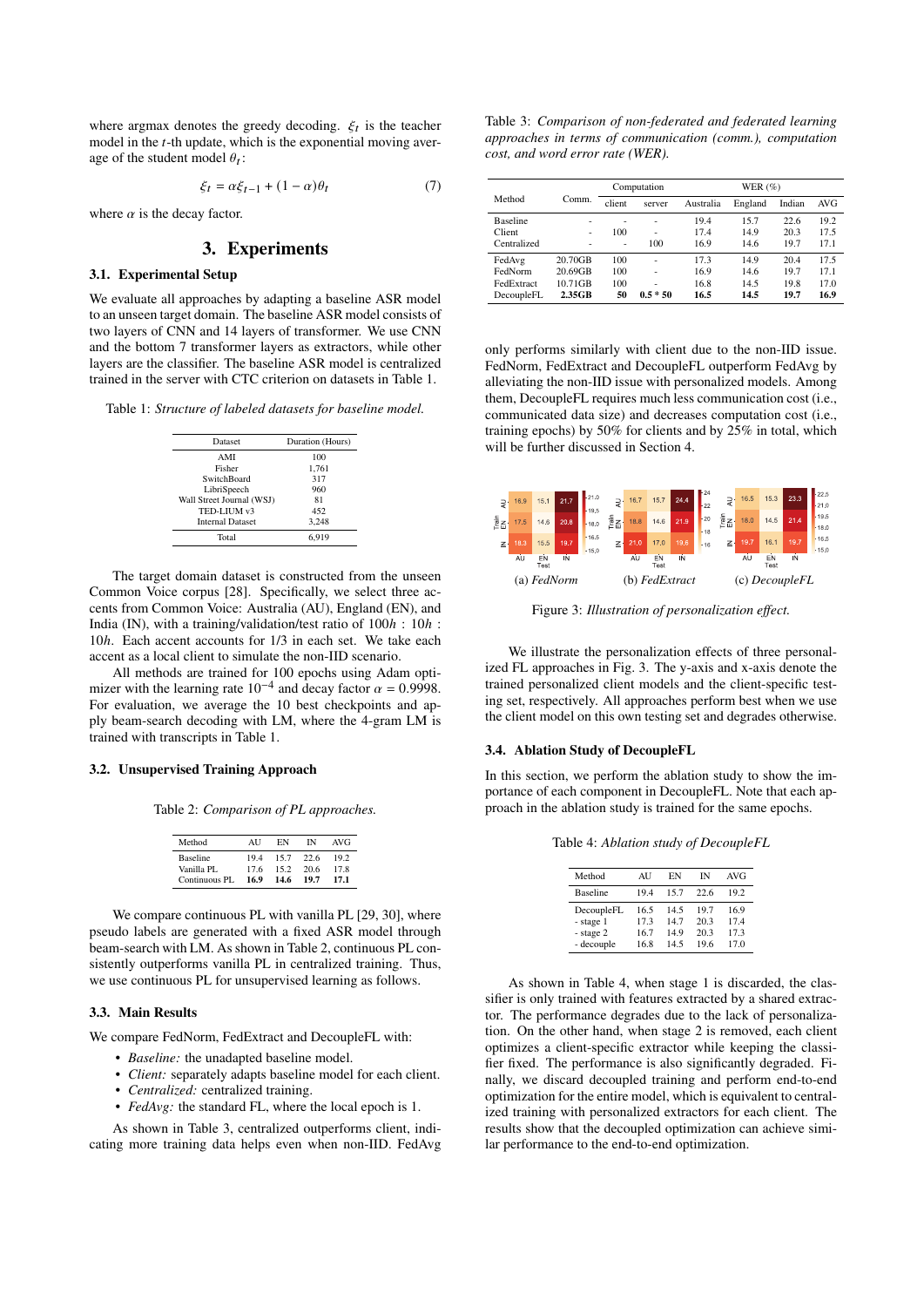where argmax denotes the greedy decoding. $\xi_t$ is the teacher model in the $t$-th update, which is the exponential moving average of the student model $\theta_t$:

$$\xi_t = \alpha \xi_{t-1} + (1 - \alpha)\theta_t \tag{7}$$

where $\alpha$ is the decay factor.

## 3. Experiments

### 3.1. Experimental Setup

We evaluate all approaches by adapting a baseline ASR model to an unseen target domain. The baseline ASR model consists of two layers of CNN and 14 layers of transformer. We use CNN and the bottom 7 transformer layers as extractors, while other layers are the classifier. The baseline ASR model is centralized trained in the server with CTC criterion on datasets in Table 1.

Table 1: *Structure of labeled datasets for baseline model.*

| Dataset | Duration (Hours) |
|---|---|
| AMI | 100 |
| Fisher | 1,761 |
| SwitchBoard | 317 |
| LibriSpeech | 960 |
| Wall Street Journal (WSJ) | 81 |
| TED-LIUM v3 | 452 |
| Internal Dataset | 3,248 |
| Total | 6,919 |

The target domain dataset is constructed from the unseen Common Voice corpus [28]. Specifically, we select three accents from Common Voice: Australia (AU), England (EN), and India (IN), with a training/validation/test ratio of $100h$ : $10h$ : $10h$. Each accent accounts for 1/3 in each set. We take each accent as a local client to simulate the non-IID scenario.

All methods are trained for 100 epochs using Adam optimizer with the learning rate $10^{-4}$ and decay factor $\alpha = 0.9998$. For evaluation, we average the 10 best checkpoints and apply beam-search decoding with LM, where the 4-gram LM is trained with transcripts in Table 1.

### 3.2. Unsupervised Training Approach

Table 2: *Comparison of PL approaches.*

| Method | AU | EN | IN | AVG |
|---|---|---|---|---|
| Baseline | 19.4 | 15.7 | 22.6 | 19.2 |
| Vanilla PL | 17.6 | 15.2 | 20.6 | 17.8 |
| Continuous PL | **16.9** | **14.6** | **19.7** | **17.1** |

We compare continuous PL with vanilla PL [29, 30], where pseudo labels are generated with a fixed ASR model through beam-search with LM. As shown in Table 2, continuous PL consistently outperforms vanilla PL in centralized training. Thus, we use continuous PL for unsupervised learning as follows.

### 3.3. Main Results

We compare FedNorm, FedExtract and DecoupleFL with:

- *Baseline:* the unadapted baseline model.
- *Client:* separately adapts baseline model for each client.
- *Centralized:* centralized training.
- *FedAvg:* the standard FL, where the local epoch is 1.

As shown in Table 3, centralized outperforms client, indicating more training data helps even when non-IID. FedAvg only performs similarly with client due to the non-IID issue. FedNorm, FedExtract and DecoupleFL outperform FedAvg by alleviating the non-IID issue with personalized models. Among them, DecoupleFL requires much less communication cost (i.e., communicated data size) and decreases computation cost (i.e., training epochs) by 50% for clients and by 25% in total, which will be further discussed in Section 4.

Table 3: *Comparison of non-federated and federated learning approaches in terms of communication (comm.), computation cost, and word error rate (WER).*

| Method | Comm. | Computation | | WER (%) | | | |
|---|---|---|---|---|---|---|---|
| | | client | server | Australia | England | Indian | AVG |
| Baseline | - | - | - | 19.4 | 15.7 | 22.6 | 19.2 |
| Client | - | 100 | - | 17.4 | 14.9 | 20.3 | 17.5 |
| Centralized | - | - | 100 | 16.9 | 14.6 | 19.7 | 17.1 |
| FedAvg | 20.70GB | 100 | - | 17.3 | 14.9 | 20.4 | 17.5 |
| FedNorm | 20.69GB | 100 | - | 16.9 | 14.6 | 19.7 | 17.1 |
| FedExtract | 10.71GB | 100 | - | 16.8 | 14.5 | 19.8 | 17.0 |
| DecoupleFL | **2.35GB** | **50** | **0.5 * 50** | **16.5** | **14.5** | **19.7** | **16.9** |

(a) *FedNorm* (b) *FedExtract* (c) *DecoupleFL*

Figure 3: *Illustration of personalization effect.*

We illustrate the personalization effects of three personalized FL approaches in Fig. 3. The y-axis and x-axis denote the trained personalized client models and the client-specific testing set, respectively. All approaches perform best when we use the client model on this own testing set and degrades otherwise.

### 3.4. Ablation Study of DecoupleFL

In this section, we perform the ablation study to show the importance of each component in DecoupleFL. Note that each approach in the ablation study is trained for the same epochs.

Table 4: *Ablation study of DecoupleFL*

| Method | AU | EN | IN | AVG |
|---|---|---|---|---|
| Baseline | 19.4 | 15.7 | 22.6 | 19.2 |
| DecoupleFL | 16.5 | 14.5 | 19.7 | 16.9 |
| - stage 1 | 17.3 | 14.7 | 20.3 | 17.4 |
| - stage 2 | 16.7 | 14.9 | 20.3 | 17.3 |
| - decouple | 16.8 | 14.5 | 19.6 | 17.0 |

As shown in Table 4, when stage 1 is discarded, the classifier is only trained with features extracted by a shared extractor. The performance degrades due to the lack of personalization. On the other hand, when stage 2 is removed, each client optimizes a client-specific extractor while keeping the classifier fixed. The performance is also significantly degraded. Finally, we discard decoupled training and perform end-to-end optimization for the entire model, which is equivalent to centralized training with personalized extractors for each client. The results show that the decoupled optimization can achieve similar performance to the end-to-end optimization.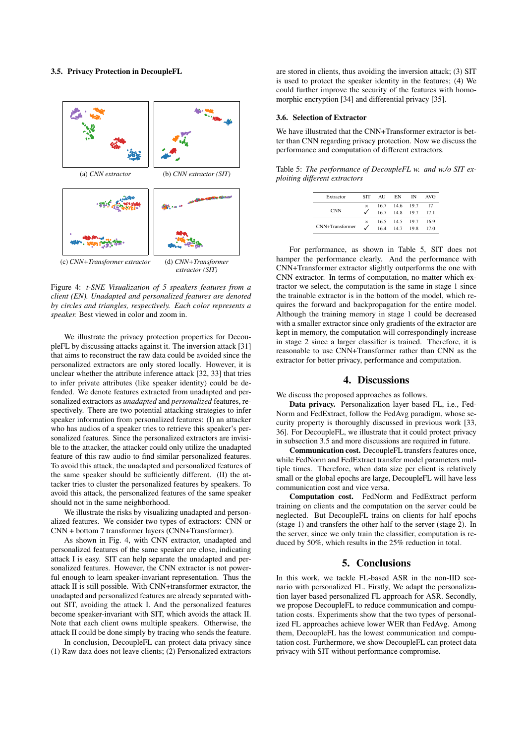### 3.5. Privacy Protection in DecoupleFL

(a) *CNN extractor*

(b) *CNN extractor (SIT)*

(c) *CNN+Transformer extractor*

(d) *CNN+Transformer extractor (SIT)*

Figure 4: *t-SNE Visualization of 5 speakers features from a client (EN). Unadapted and personalized features are denoted by circles and triangles, respectively. Each color represents a speaker.* Best viewed in color and zoom in.

We illustrate the privacy protection properties for DecoupleFL by discussing attacks against it. The inversion attack [31] that aims to reconstruct the raw data could be avoided since the personalized extractors are only stored locally. However, it is unclear whether the attribute inference attack [32, 33] that tries to infer private attributes (like speaker identity) could be defended. We denote features extracted from unadapted and personalized extractors as *unadapted* and *personalized* features, respectively. There are two potential attacking strategies to infer speaker information from personalized features: (I) an attacker who has audios of a speaker tries to retrieve this speaker's personalized features. Since the personalized extractors are invisible to the attacker, the attacker could only utilize the unadapted feature of this raw audio to find similar personalized features. To avoid this attack, the unadapted and personalized features of the same speaker should be sufficiently different. (II) the attacker tries to cluster the personalized features by speakers. To avoid this attack, the personalized features of the same speaker should not in the same neighborhood.

We illustrate the risks by visualizing unadapted and personalized features. We consider two types of extractors: CNN or CNN + bottom 7 transformer layers (CNN+Transformer).

As shown in Fig. 4, with CNN extractor, unadapted and personalized features of the same speaker are close, indicating attack I is easy. SIT can help separate the unadapted and personalized features. However, the CNN extractor is not powerful enough to learn speaker-invariant representation. Thus the attack II is still possible. With CNN+transformer extractor, the unadapted and personalized features are already separated without SIT, avoiding the attack I. And the personalized features become speaker-invariant with SIT, which avoids the attack II. Note that each client owns multiple speakers. Otherwise, the attack II could be done simply by tracing who sends the feature.

In conclusion, DecoupleFL can protect data privacy since (1) Raw data does not leave clients; (2) Personalized extractors are stored in clients, thus avoiding the inversion attack; (3) SIT is used to protect the speaker identity in the features; (4) We could further improve the security of the features with homomorphic encryption [34] and differential privacy [35].

### 3.6. Selection of Extractor

We have illustrated that the CNN+Transformer extractor is better than CNN regarding privacy protection. Now we discuss the performance and computation of different extractors.

Table 5: *The performance of DecoupleFL w. and w./o SIT exploiting different extractors*

| Extractor | SIT | AU | EN | IN | AVG |
|---|---|---|---|---|---|
| CNN | × | 16.7 | 14.6 | 19.7 | 17 |
| | ✓ | 16.7 | 14.8 | 19.7 | 17.1 |
| CNN+Transformer | × | 16.5 | 14.5 | 19.7 | 16.9 |
| | ✓ | 16.4 | 14.7 | 19.8 | 17.0 |

For performance, as shown in Table 5, SIT does not hamper the performance clearly. And the performance with CNN+Transformer extractor slightly outperforms the one with CNN extractor. In terms of computation, no matter which extractor we select, the computation is the same in stage 1 since the trainable extractor is in the bottom of the model, which requires the forward and backpropagation for the entire model. Although the training memory in stage 1 could be decreased with a smaller extractor since only gradients of the extractor are kept in memory, the computation will correspondingly increase in stage 2 since a larger classifier is trained. Therefore, it is reasonable to use CNN+Transformer rather than CNN as the extractor for better privacy, performance and computation.

## 4. Discussions

We discuss the proposed approaches as follows.

**Data privacy.** Personalization layer based FL, i.e., FedNorm and FedExtract, follow the FedAvg paradigm, whose security property is thoroughly discussed in previous work [33, 36]. For DecoupleFL, we illustrate that it could protect privacy in subsection 3.5 and more discussions are required in future.

**Communication cost.** DecoupleFL transfers features once, while FedNorm and FedExtract transfer model parameters multiple times. Therefore, when data size per client is relatively small or the global epochs are large, DecoupleFL will have less communication cost and vice versa.

**Computation cost.** FedNorm and FedExtract perform training on clients and the computation on the server could be neglected. But DecoupleFL trains on clients for half epochs (stage 1) and transfers the other half to the server (stage 2). In the server, since we only train the classifier, computation is reduced by 50%, which results in the 25% reduction in total.

## 5. Conclusions

In this work, we tackle FL-based ASR in the non-IID scenario with personalized FL. Firstly, We adapt the personalization layer based personalized FL approach for ASR. Secondly, we propose DecoupleFL to reduce communication and computation costs. Experiments show that the two types of personalized FL approaches achieve lower WER than FedAvg. Among them, DecoupleFL has the lowest communication and computation cost. Furthermore, we show DecoupleFL can protect data privacy with SIT without performance compromise.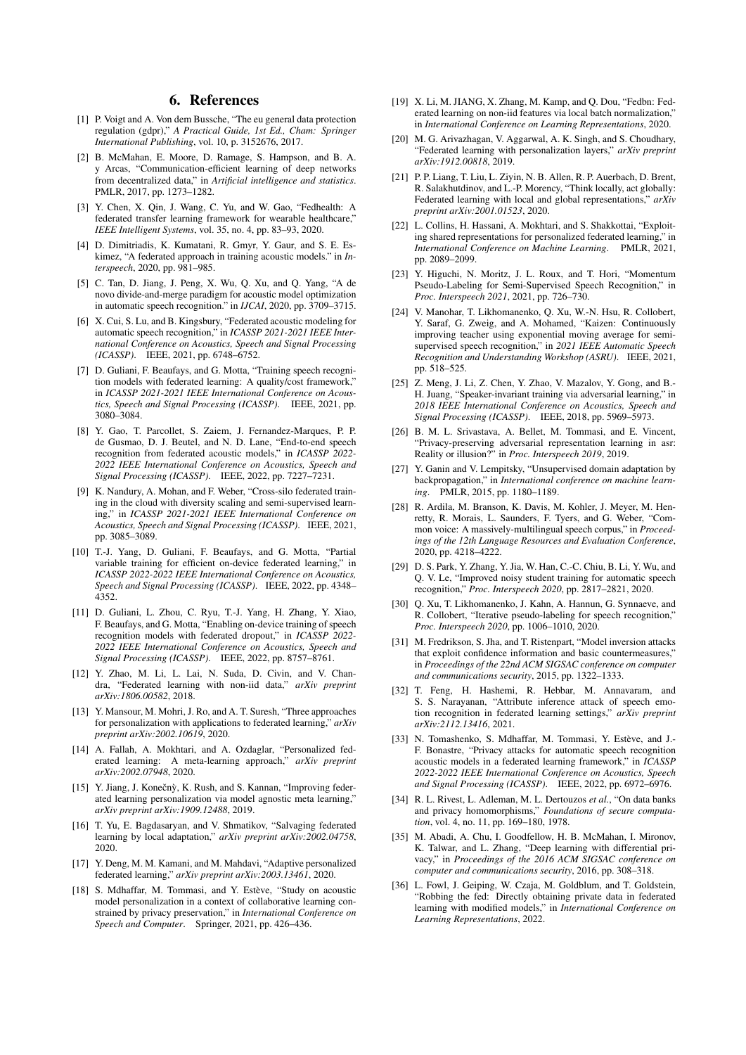## 6. References

[1] P. Voigt and A. Von dem Bussche, "The eu general data protection regulation (gdpr)," *A Practical Guide, 1st Ed., Cham: Springer International Publishing*, vol. 10, p. 3152676, 2017.

[2] B. McMahan, E. Moore, D. Ramage, S. Hampson, and B. A. y Arcas, "Communication-efficient learning of deep networks from decentralized data," in *Artificial intelligence and statistics*. PMLR, 2017, pp. 1273–1282.

[3] Y. Chen, X. Qin, J. Wang, C. Yu, and W. Gao, "Fedhealth: A federated transfer learning framework for wearable healthcare," *IEEE Intelligent Systems*, vol. 35, no. 4, pp. 83–93, 2020.

[4] D. Dimitriadis, K. Kumatani, R. Gmyr, Y. Gaur, and S. E. Eskimez, "A federated approach in training acoustic models." in *Interspeech*, 2020, pp. 981–985.

[5] C. Tan, D. Jiang, J. Peng, X. Wu, Q. Xu, and Q. Yang, "A de novo divide-and-merge paradigm for acoustic model optimization in automatic speech recognition." in *IJCAI*, 2020, pp. 3709–3715.

[6] X. Cui, S. Lu, and B. Kingsbury, "Federated acoustic modeling for automatic speech recognition," in *ICASSP 2021-2021 IEEE International Conference on Acoustics, Speech and Signal Processing (ICASSP)*. IEEE, 2021, pp. 6748–6752.

[7] D. Guliani, F. Beaufays, and G. Motta, "Training speech recognition models with federated learning: A quality/cost framework," in *ICASSP 2021-2021 IEEE International Conference on Acoustics, Speech and Signal Processing (ICASSP)*. IEEE, 2021, pp. 3080–3084.

[8] Y. Gao, T. Parcollet, S. Zaiem, J. Fernandez-Marques, P. P. de Gusmao, D. J. Beutel, and N. D. Lane, "End-to-end speech recognition from federated acoustic models," in *ICASSP 2022-2022 IEEE International Conference on Acoustics, Speech and Signal Processing (ICASSP)*. IEEE, 2022, pp. 7227–7231.

[9] K. Nandury, A. Mohan, and F. Weber, "Cross-silo federated training in the cloud with diversity scaling and semi-supervised learning," in *ICASSP 2021-2021 IEEE International Conference on Acoustics, Speech and Signal Processing (ICASSP)*. IEEE, 2021, pp. 3085–3089.

[10] T.-J. Yang, D. Guliani, F. Beaufays, and G. Motta, "Partial variable training for efficient on-device federated learning," in *ICASSP 2022-2022 IEEE International Conference on Acoustics, Speech and Signal Processing (ICASSP)*. IEEE, 2022, pp. 4348–4352.

[11] D. Guliani, L. Zhou, C. Ryu, T.-J. Yang, H. Zhang, Y. Xiao, F. Beaufays, and G. Motta, "Enabling on-device training of speech recognition models with federated dropout," in *ICASSP 2022-2022 IEEE International Conference on Acoustics, Speech and Signal Processing (ICASSP)*. IEEE, 2022, pp. 8757–8761.

[12] Y. Zhao, M. Li, L. Lai, N. Suda, D. Civin, and V. Chandra, "Federated learning with non-iid data," *arXiv preprint arXiv:1806.00582*, 2018.

[13] Y. Mansour, M. Mohri, J. Ro, and A. T. Suresh, "Three approaches for personalization with applications to federated learning," *arXiv preprint arXiv:2002.10619*, 2020.

[14] A. Fallah, A. Mokhtari, and A. Ozdaglar, "Personalized federated learning: A meta-learning approach," *arXiv preprint arXiv:2002.07948*, 2020.

[15] Y. Jiang, J. Konečnỳ, K. Rush, and S. Kannan, "Improving federated learning personalization via model agnostic meta learning," *arXiv preprint arXiv:1909.12488*, 2019.

[16] T. Yu, E. Bagdasaryan, and V. Shmatikov, "Salvaging federated learning by local adaptation," *arXiv preprint arXiv:2002.04758*, 2020.

[17] Y. Deng, M. M. Kamani, and M. Mahdavi, "Adaptive personalized federated learning," *arXiv preprint arXiv:2003.13461*, 2020.

[18] S. Mdhaffar, M. Tommasi, and Y. Estève, "Study on acoustic model personalization in a context of collaborative learning constrained by privacy preservation," in *International Conference on Speech and Computer*. Springer, 2021, pp. 426–436.

[19] X. Li, M. JIANG, X. Zhang, M. Kamp, and Q. Dou, "Fedbn: Federated learning on non-iid features via local batch normalization," in *International Conference on Learning Representations*, 2020.

[20] M. G. Arivazhagan, V. Aggarwal, A. K. Singh, and S. Choudhary, "Federated learning with personalization layers," *arXiv preprint arXiv:1912.00818*, 2019.

[21] P. P. Liang, T. Liu, L. Ziyin, N. B. Allen, R. P. Auerbach, D. Brent, R. Salakhutdinov, and L.-P. Morency, "Think locally, act globally: Federated learning with local and global representations," *arXiv preprint arXiv:2001.01523*, 2020.

[22] L. Collins, H. Hassani, A. Mokhtari, and S. Shakkottai, "Exploiting shared representations for personalized federated learning," in *International Conference on Machine Learning*. PMLR, 2021, pp. 2089–2099.

[23] Y. Higuchi, N. Moritz, J. L. Roux, and T. Hori, "Momentum Pseudo-Labeling for Semi-Supervised Speech Recognition," in *Proc. Interspeech 2021*, 2021, pp. 726–730.

[24] V. Manohar, T. Likhomanenko, Q. Xu, W.-N. Hsu, R. Collobert, Y. Saraf, G. Zweig, and A. Mohamed, "Kaizen: Continuously improving teacher using exponential moving average for semi-supervised speech recognition," in *2021 IEEE Automatic Speech Recognition and Understanding Workshop (ASRU)*. IEEE, 2021, pp. 518–525.

[25] Z. Meng, J. Li, Z. Chen, Y. Zhao, V. Mazalov, Y. Gong, and B.-H. Juang, "Speaker-invariant training via adversarial learning," in *2018 IEEE International Conference on Acoustics, Speech and Signal Processing (ICASSP)*. IEEE, 2018, pp. 5969–5973.

[26] B. M. L. Srivastava, A. Bellet, M. Tommasi, and E. Vincent, "Privacy-preserving adversarial representation learning in asr: Reality or illusion?" in *Proc. Interspeech 2019*, 2019.

[27] Y. Ganin and V. Lempitsky, "Unsupervised domain adaptation by backpropagation," in *International conference on machine learning*. PMLR, 2015, pp. 1180–1189.

[28] R. Ardila, M. Branson, K. Davis, M. Kohler, J. Meyer, M. Henretty, R. Morais, L. Saunders, F. Tyers, and G. Weber, "Common voice: A massively-multilingual speech corpus," in *Proceedings of the 12th Language Resources and Evaluation Conference*, 2020, pp. 4218–4222.

[29] D. S. Park, Y. Zhang, Y. Jia, W. Han, C.-C. Chiu, B. Li, Y. Wu, and Q. V. Le, "Improved noisy student training for automatic speech recognition," *Proc. Interspeech 2020*, pp. 2817–2821, 2020.

[30] Q. Xu, T. Likhomanenko, J. Kahn, A. Hannun, G. Synnaeve, and R. Collobert, "Iterative pseudo-labeling for speech recognition," *Proc. Interspeech 2020*, pp. 1006–1010, 2020.

[31] M. Fredrikson, S. Jha, and T. Ristenpart, "Model inversion attacks that exploit confidence information and basic countermeasures," in *Proceedings of the 22nd ACM SIGSAC conference on computer and communications security*, 2015, pp. 1322–1333.

[32] T. Feng, H. Hashemi, R. Hebbar, M. Annavaram, and S. S. Narayanan, "Attribute inference attack of speech emotion recognition in federated learning settings," *arXiv preprint arXiv:2112.13416*, 2021.

[33] N. Tomashenko, S. Mdhaffar, M. Tommasi, Y. Estève, and J.-F. Bonastre, "Privacy attacks for automatic speech recognition acoustic models in a federated learning framework," in *ICASSP 2022-2022 IEEE International Conference on Acoustics, Speech and Signal Processing (ICASSP)*. IEEE, 2022, pp. 6972–6976.

[34] R. L. Rivest, L. Adleman, M. L. Dertouzos *et al.*, "On data banks and privacy homomorphisms," *Foundations of secure computation*, vol. 4, no. 11, pp. 169–180, 1978.

[35] M. Abadi, A. Chu, I. Goodfellow, H. B. McMahan, I. Mironov, K. Talwar, and L. Zhang, "Deep learning with differential privacy," in *Proceedings of the 2016 ACM SIGSAC conference on computer and communications security*, 2016, pp. 308–318.

[36] L. Fowl, J. Geiping, W. Czaja, M. Goldblum, and T. Goldstein, "Robbing the fed: Directly obtaining private data in federated learning with modified models," in *International Conference on Learning Representations*, 2022.